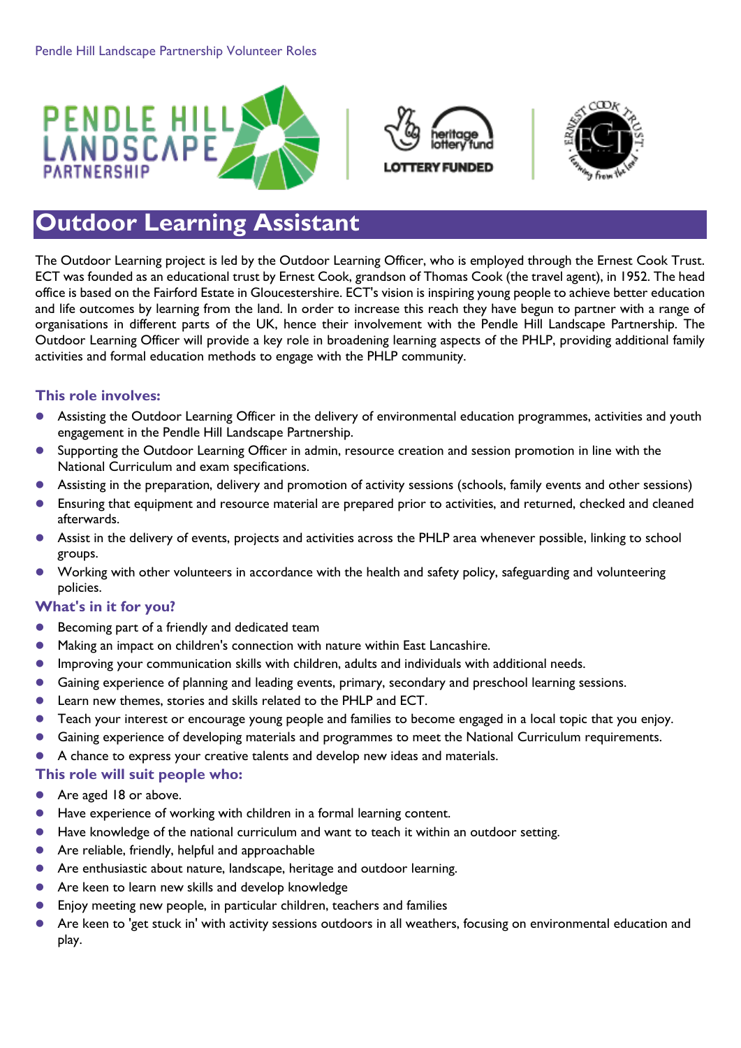# Outdoor Learning Assistant

The Outdoor Learning project is led by the Outdoor Learning Officer, who is employed through the Ernest Cook Trust. ECT was founded as an educational trust by Ernest Cook, grandson of Thomas Cook (the travel agent), in 1952. The head office is based on the Fairford Estate in Gloucestershire. ECT's vision is inspiring young people to achieve better education and life outcomes by learning from the land. In order to increase this reach they have begun to partner with a range of organisations in different parts of the UK, hence their involvement with the Pendle Hill Landscape Partnership. The Outdoor Learning Officer will provide a key role in broadening learning aspects of the PHLP, providing additional family activities and formal education methods to engage with the PHLP community.

## This role involves:

- Assisting the Outdoor Learning Officer in the delivery of environmental education programmes, activities and youth engagement in the Pendle Hill Landscape Partnership.
- Supporting the Outdoor Learning Officer in admin, resource creation and session promotion in line with the National Curriculum and exam specifications.
- Assisting in the preparation, delivery and promotion of activity sessions (schools, family events and other sessions)
- Ensuring that equipment and resource material are prepared prior to activities, and returned, checked and cleaned afterwards.
- Assist in the delivery of events, projects and activities across the PHLP area whenever possible, linking to school groups.
- Working with other volunteers in accordance with the health and safety policy, safeguarding and volunteering policies.

## What's in it for you?

- Becoming part of a friendly and dedicated team
- Making an impact on children's connection with nature within East Lancashire.
- Improving your communication skills with children, adults and individuals with additional needs.
- Gaining experience of planning and leading events, primary, secondary and preschool learning sessions.
- Learn new themes, stories and skills related to the PHLP and ECT.
- Teach your interest or encourage young people and families to become engaged in a local topic that you enjoy.
- Gaining experience of developing materials and programmes to meet the National Curriculum requirements.
- A chance to express your creative talents and develop new ideas and materials.

## This role will suit people who:

- Are aged 18 or above.
- Have experience of working with children in a formal learning content.
- Have knowledge of the national curriculum and want to teach it within an outdoor setting.
- Are reliable, friendly, helpful and approachable
- Are enthusiastic about nature, landscape, heritage and outdoor learning.
- Are keen to learn new skills and develop knowledge
- Enjoy meeting new people, in particular children, teachers and families
- Are keen to 'get stuck in' with activity sessions outdoors in all weathers, focusing on environmental education and play.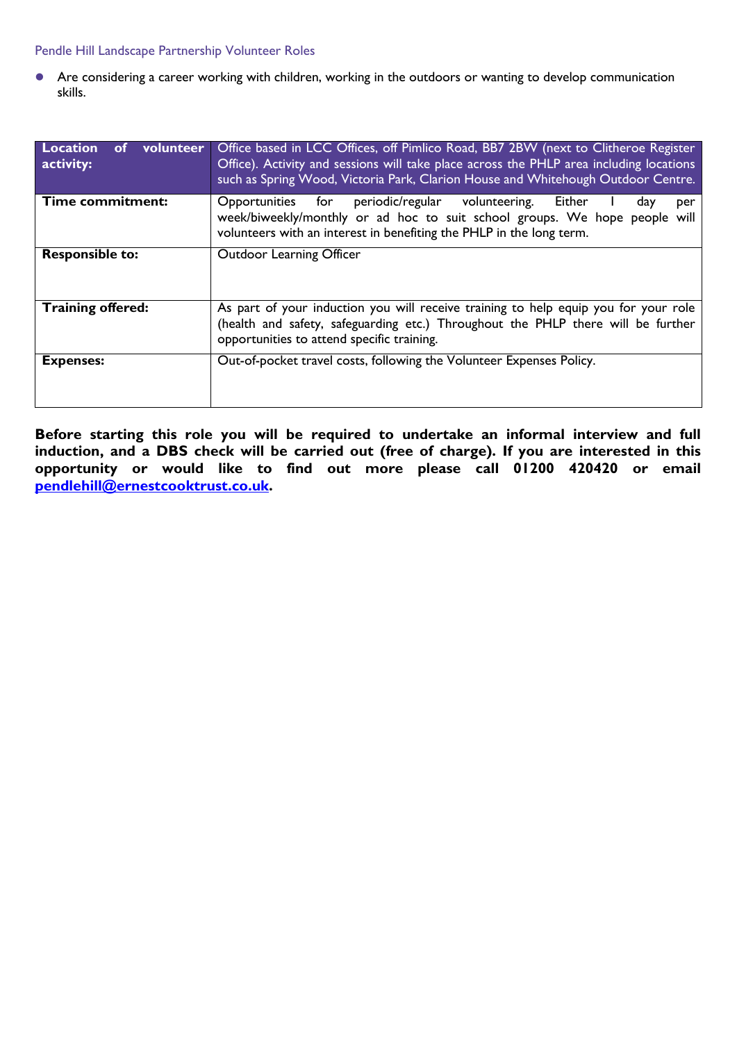- Are considering a career working with children, working in the outdoors or wanting to develop communication skills.

| | |
|---|---|
| **Location of volunteer activity:** | Office based in LCC Offices, off Pimlico Road, BB7 2BW (next to Clitheroe Register Office). Activity and sessions will take place across the PHLP area including locations such as Spring Wood, Victoria Park, Clarion House and Whitehough Outdoor Centre. |
| **Time commitment:** | Opportunities for periodic/regular volunteering. Either 1 day per week/biweekly/monthly or ad hoc to suit school groups. We hope people will volunteers with an interest in benefiting the PHLP in the long term. |
| **Responsible to:** | Outdoor Learning Officer |
| **Training offered:** | As part of your induction you will receive training to help equip you for your role (health and safety, safeguarding etc.) Throughout the PHLP there will be further opportunities to attend specific training. |
| **Expenses:** | Out-of-pocket travel costs, following the Volunteer Expenses Policy. |

**Before starting this role you will be required to undertake an informal interview and full induction, and a DBS check will be carried out (free of charge). If you are interested in this opportunity or would like to find out more please call 01200 420420 or email [pendlehill@ernestcooktrust.co.uk](mailto:pendlehill@ernestcooktrust.co.uk).**